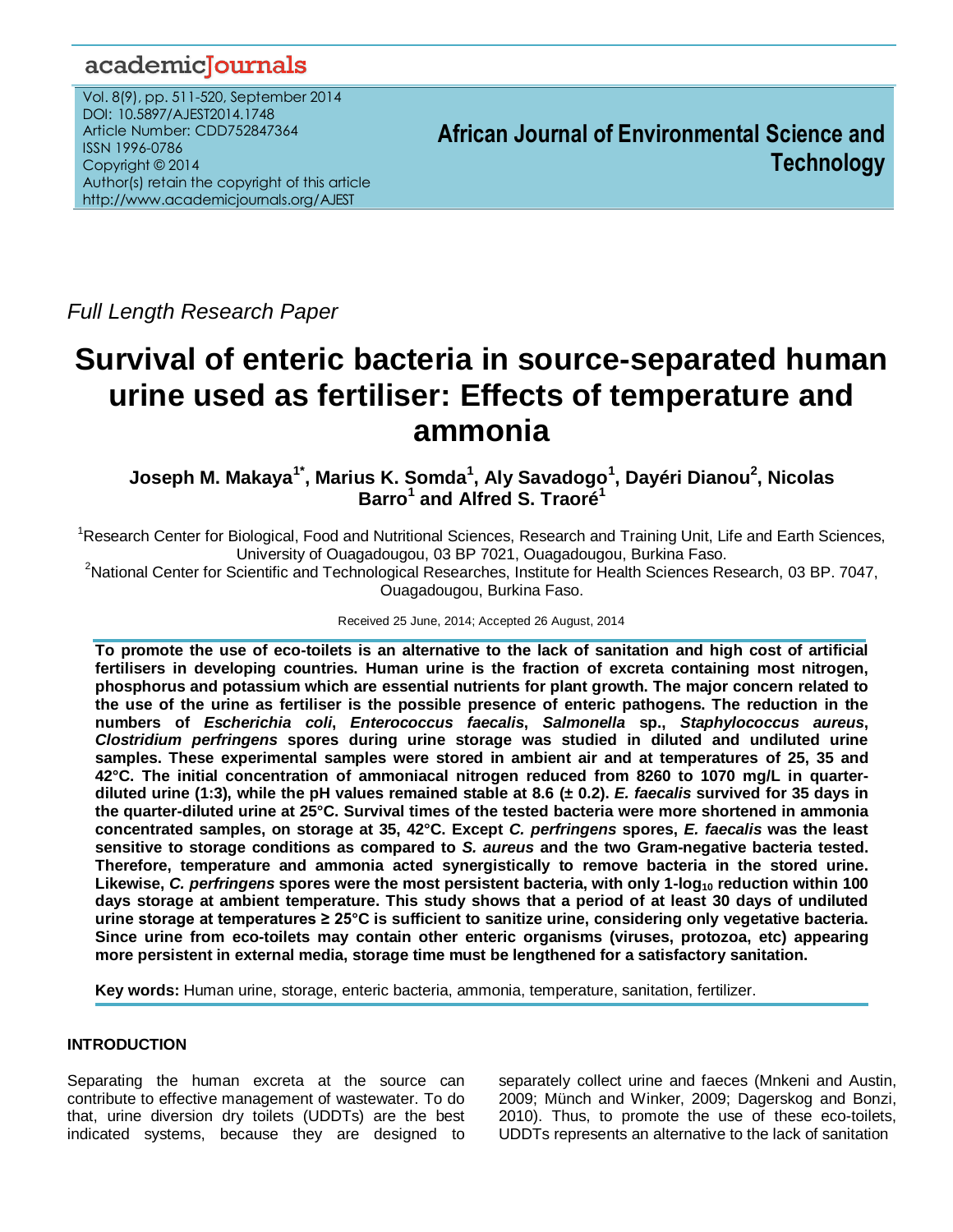*Full Length Research Paper*

# Survival of enteric bacteria in source-separated human urine used as fertiliser: Effects of temperature and ammonia

**Joseph M. Makaya[1*], Marius K. Somda[1], Aly Savadogo[1], Dayéri Dianou[2], Nicolas Barro[1] and Alfred S. Traoré[1]**

[1]Research Center for Biological, Food and Nutritional Sciences, Research and Training Unit, Life and Earth Sciences, University of Ouagadougou, 03 BP 7021, Ouagadougou, Burkina Faso.

[2]National Center for Scientific and Technological Researches, Institute for Health Sciences Research, 03 BP. 7047, Ouagadougou, Burkina Faso.

Received 25 June, 2014; Accepted 26 August, 2014

**To promote the use of eco-toilets is an alternative to the lack of sanitation and high cost of artificial fertilisers in developing countries. Human urine is the fraction of excreta containing most nitrogen, phosphorus and potassium which are essential nutrients for plant growth. The major concern related to the use of the urine as fertiliser is the possible presence of enteric pathogens. The reduction in the numbers of *Escherichia coli*, *Enterococcus faecalis*, *Salmonella* sp., *Staphylococcus aureus*, *Clostridium perfringens* spores during urine storage was studied in diluted and undiluted urine samples. These experimental samples were stored in ambient air and at temperatures of 25, 35 and 42°C. The initial concentration of ammoniacal nitrogen reduced from 8260 to 1070 mg/L in quarter-diluted urine (1:3), while the pH values remained stable at 8.6 (± 0.2). *E. faecalis* survived for 35 days in the quarter-diluted urine at 25°C. Survival times of the tested bacteria were more shortened in ammonia concentrated samples, on storage at 35, 42°C. Except *C. perfringens* spores, *E. faecalis* was the least sensitive to storage conditions as compared to *S. aureus* and the two Gram-negative bacteria tested. Therefore, temperature and ammonia acted synergistically to remove bacteria in the stored urine. Likewise, *C. perfringens* spores were the most persistent bacteria, with only 1-$\log_{10}$ reduction within 100 days storage at ambient temperature. This study shows that a period of at least 30 days of undiluted urine storage at temperatures ≥ 25°C is sufficient to sanitize urine, considering only vegetative bacteria. Since urine from eco-toilets may contain other enteric organisms (viruses, protozoa, etc) appearing more persistent in external media, storage time must be lengthened for a satisfactory sanitation.**

**Key words:** Human urine, storage, enteric bacteria, ammonia, temperature, sanitation, fertilizer.

## INTRODUCTION

Separating the human excreta at the source can contribute to effective management of wastewater. To do that, urine diversion dry toilets (UDDTs) are the best indicated systems, because they are designed to separately collect urine and faeces (Mnkeni and Austin, 2009; Münch and Winker, 2009; Dagerskog and Bonzi, 2010). Thus, to promote the use of these eco-toilets, UDDTs represents an alternative to the lack of sanitation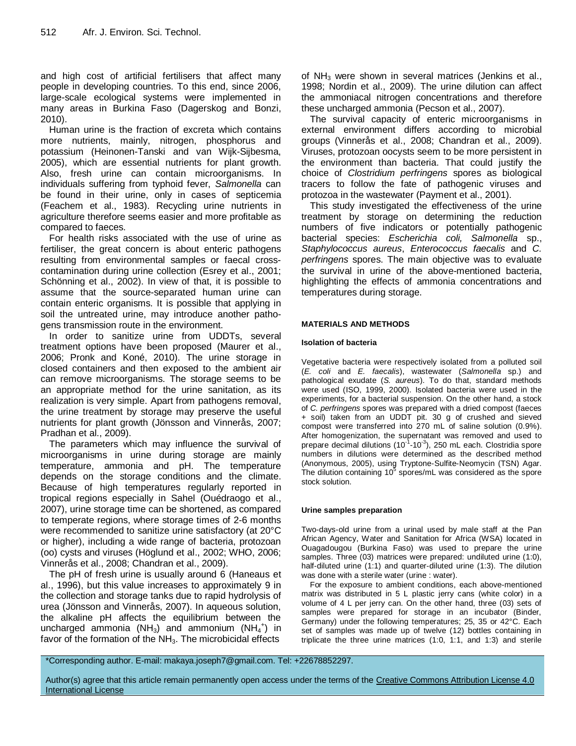and high cost of artificial fertilisers that affect many people in developing countries. To this end, since 2006, large-scale ecological systems were implemented in many areas in Burkina Faso (Dagerskog and Bonzi, 2010).

Human urine is the fraction of excreta which contains more nutrients, mainly, nitrogen, phosphorus and potassium (Heinonen-Tanski and van Wijk-Sijbesma, 2005), which are essential nutrients for plant growth. Also, fresh urine can contain microorganisms. In individuals suffering from typhoid fever, *Salmonella* can be found in their urine, only in cases of septicemia (Feachem et al., 1983). Recycling urine nutrients in agriculture therefore seems easier and more profitable as compared to faeces.

For health risks associated with the use of urine as fertiliser, the great concern is about enteric pathogens resulting from environmental samples or faecal cross-contamination during urine collection (Esrey et al., 2001; Schönning et al., 2002). In view of that, it is possible to assume that the source-separated human urine can contain enteric organisms. It is possible that applying in soil the untreated urine, may introduce another pathogens transmission route in the environment.

In order to sanitize urine from UDDTs, several treatment options have been proposed (Maurer et al., 2006; Pronk and Koné, 2010). The urine storage in closed containers and then exposed to the ambient air can remove microorganisms. The storage seems to be an appropriate method for the urine sanitation, as its realization is very simple. Apart from pathogens removal, the urine treatment by storage may preserve the useful nutrients for plant growth (Jönsson and Vinnerås, 2007; Pradhan et al., 2009).

The parameters which may influence the survival of microorganisms in urine during storage are mainly temperature, ammonia and pH. The temperature depends on the storage conditions and the climate. Because of high temperatures regularly reported in tropical regions especially in Sahel (Ouédraogo et al., 2007), urine storage time can be shortened, as compared to temperate regions, where storage times of 2-6 months were recommended to sanitize urine satisfactory (at 20°C or higher), including a wide range of bacteria, protozoan (oo) cysts and viruses (Höglund et al., 2002; WHO, 2006; Vinnerås et al., 2008; Chandran et al., 2009).

The pH of fresh urine is usually around 6 (Haneaus et al., 1996), but this value increases to approximately 9 in the collection and storage tanks due to rapid hydrolysis of urea (Jönsson and Vinnerås, 2007). In aqueous solution, the alkaline pH affects the equilibrium between the uncharged ammonia ($NH_3$) and ammonium ($NH_4^+$) in favor of the formation of the $NH_3$. The microbicidal effects of $NH_3$ were shown in several matrices (Jenkins et al., 1998; Nordin et al., 2009). The urine dilution can affect the ammoniacal nitrogen concentrations and therefore these uncharged ammonia (Pecson et al., 2007).

The survival capacity of enteric microorganisms in external environment differs according to microbial groups (Vinnerås et al., 2008; Chandran et al., 2009). Viruses, protozoan oocysts seem to be more persistent in the environment than bacteria. That could justify the choice of *Clostridium perfringens* spores as biological tracers to follow the fate of pathogenic viruses and protozoa in the wastewater (Payment et al., 2001).

This study investigated the effectiveness of the urine treatment by storage on determining the reduction numbers of five indicators or potentially pathogenic bacterial species: *Escherichia coli, Salmonella* sp., *Staphylococcus aureus*, *Enterococcus faecalis* and *C. perfringens* spores. The main objective was to evaluate the survival in urine of the above-mentioned bacteria, highlighting the effects of ammonia concentrations and temperatures during storage.

## MATERIALS AND METHODS

### Isolation of bacteria

Vegetative bacteria were respectively isolated from a polluted soil (*E. coli* and *E. faecalis*), wastewater (*Salmonella* sp.) and pathological exudate (*S. aureus*). To do that, standard methods were used (ISO, 1999, 2000). Isolated bacteria were used in the experiments, for a bacterial suspension. On the other hand, a stock of *C. perfringens* spores was prepared with a dried compost (faeces + soil) taken from an UDDT pit. 30 g of crushed and sieved compost were transferred into 270 mL of saline solution (0.9%). After homogenization, the supernatant was removed and used to prepare decimal dilutions ($10^{-1}$-$10^{-3}$), 250 mL each. Clostridia spore numbers in dilutions were determined as the described method (Anonymous, 2005), using Tryptone-Sulfite-Neomycin (TSN) Agar. The dilution containing $10^5$ spores/mL was considered as the spore stock solution.

### Urine samples preparation

Two-days-old urine from a urinal used by male staff at the Pan African Agency, Water and Sanitation for Africa (WSA) located in Ouagadougou (Burkina Faso) was used to prepare the urine samples. Three (03) matrices were prepared: undiluted urine (1:0), half-diluted urine (1:1) and quarter-diluted urine (1:3). The dilution was done with a sterile water (urine : water).

For the exposure to ambient conditions, each above-mentioned matrix was distributed in 5 L plastic jerry cans (white color) in a volume of 4 L per jerry can. On the other hand, three (03) sets of samples were prepared for storage in an incubator (Binder, Germany) under the following temperatures; 25, 35 or 42°C. Each set of samples was made up of twelve (12) bottles containing in triplicate the three urine matrices (1:0, 1:1, and 1:3) and sterile

*Corresponding author. E-mail: makaya.joseph7@gmail.com. Tel: +22678852297.

Author(s) agree that this article remain permanently open access under the terms of the Creative Commons Attribution License 4.0 International License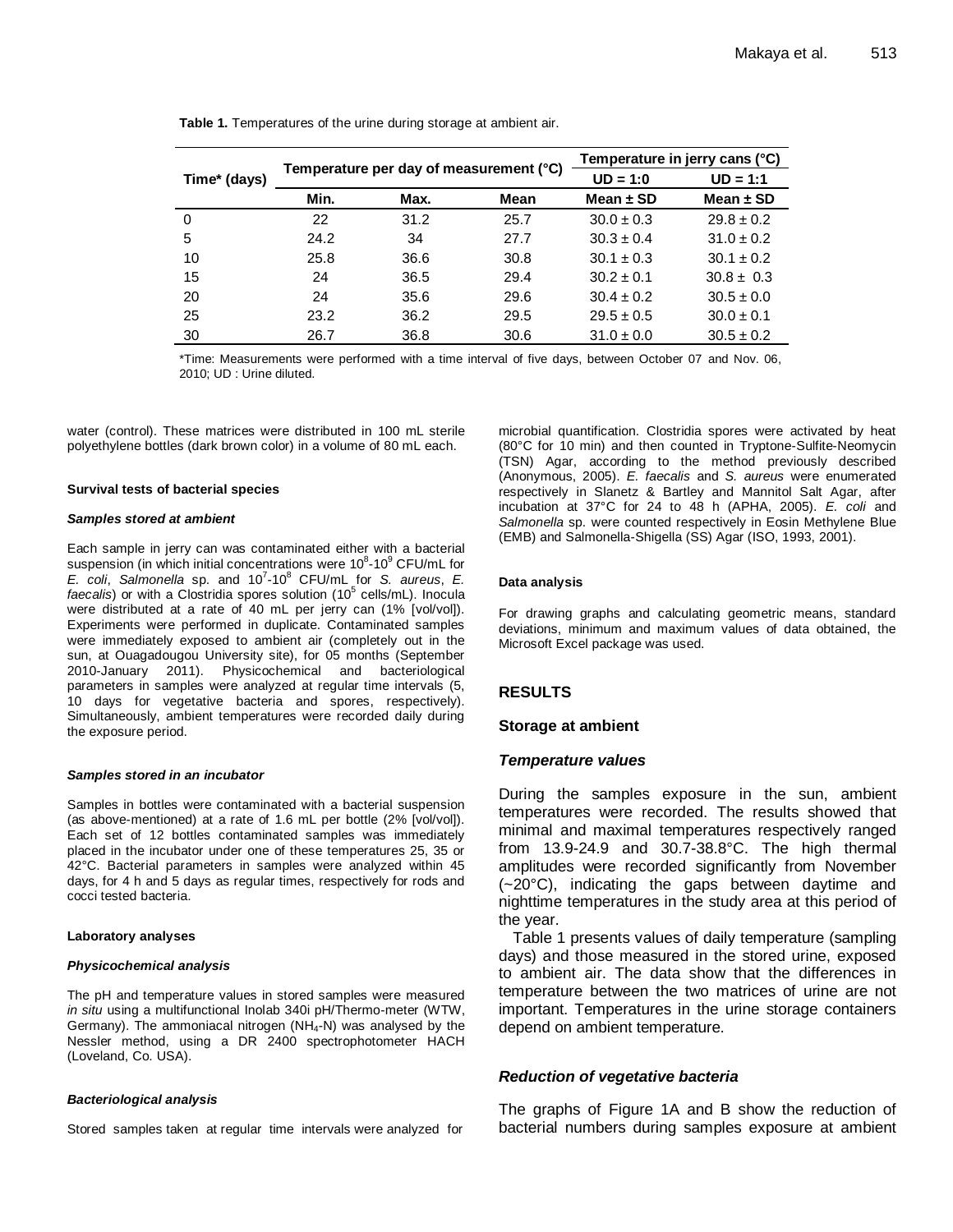**Table 1.** Temperatures of the urine during storage at ambient air.

| Time* (days) | Temperature per day of measurement (°C) | | | Temperature in jerry cans (°C) | |
|---|---|---|---|---|---|
| | | | | UD = 1:0 | UD = 1:1 |
| | Min. | Max. | Mean | Mean ± SD | Mean ± SD |
| 0 | 22 | 31.2 | 25.7 | 30.0 ± 0.3 | 29.8 ± 0.2 |
| 5 | 24.2 | 34 | 27.7 | 30.3 ± 0.4 | 31.0 ± 0.2 |
| 10 | 25.8 | 36.6 | 30.8 | 30.1 ± 0.3 | 30.1 ± 0.2 |
| 15 | 24 | 36.5 | 29.4 | 30.2 ± 0.1 | 30.8 ± 0.3 |
| 20 | 24 | 35.6 | 29.6 | 30.4 ± 0.2 | 30.5 ± 0.0 |
| 25 | 23.2 | 36.2 | 29.5 | 29.5 ± 0.5 | 30.0 ± 0.1 |
| 30 | 26.7 | 36.8 | 30.6 | 31.0 ± 0.0 | 30.5 ± 0.2 |

*Time: Measurements were performed with a time interval of five days, between October 07 and Nov. 06, 2010; UD : Urine diluted.

water (control). These matrices were distributed in 100 mL sterile polyethylene bottles (dark brown color) in a volume of 80 mL each.

#### Survival tests of bacterial species

##### *Samples stored at ambient*

Each sample in jerry can was contaminated either with a bacterial suspension (in which initial concentrations were $10^8$-$10^9$ CFU/mL for *E. coli*, *Salmonella* sp. and $10^7$-$10^8$ CFU/mL for *S. aureus*, *E. faecalis*) or with a Clostridia spores solution ($10^5$ cells/mL). Inocula were distributed at a rate of 40 mL per jerry can (1% [vol/vol]). Experiments were performed in duplicate. Contaminated samples were immediately exposed to ambient air (completely out in the sun, at Ouagadougou University site), for 05 months (September 2010-January 2011). Physicochemical and bacteriological parameters in samples were analyzed at regular time intervals (5, 10 days for vegetative bacteria and spores, respectively). Simultaneously, ambient temperatures were recorded daily during the exposure period.

##### *Samples stored in an incubator*

Samples in bottles were contaminated with a bacterial suspension (as above-mentioned) at a rate of 1.6 mL per bottle (2% [vol/vol]). Each set of 12 bottles contaminated samples was immediately placed in the incubator under one of these temperatures 25, 35 or 42°C. Bacterial parameters in samples were analyzed within 45 days, for 4 h and 5 days as regular times, respectively for rods and cocci tested bacteria.

#### Laboratory analyses

##### *Physicochemical analysis*

The pH and temperature values in stored samples were measured *in situ* using a multifunctional Inolab 340i pH/Thermo-meter (WTW, Germany). The ammoniacal nitrogen ($NH_4$-N) was analysed by the Nessler method, using a DR 2400 spectrophotometer HACH (Loveland, Co. USA).

##### *Bacteriological analysis*

Stored samples taken at regular time intervals were analyzed for microbial quantification. Clostridia spores were activated by heat (80°C for 10 min) and then counted in Tryptone-Sulfite-Neomycin (TSN) Agar, according to the method previously described (Anonymous, 2005). *E. faecalis* and *S. aureus* were enumerated respectively in Slanetz & Bartley and Mannitol Salt Agar, after incubation at 37°C for 24 to 48 h (APHA, 2005). *E. coli* and *Salmonella* sp. were counted respectively in Eosin Methylene Blue (EMB) and Salmonella-Shigella (SS) Agar (ISO, 1993, 2001).

#### Data analysis

For drawing graphs and calculating geometric means, standard deviations, minimum and maximum values of data obtained, the Microsoft Excel package was used.

## RESULTS

### Storage at ambient

#### *Temperature values*

During the samples exposure in the sun, ambient temperatures were recorded. The results showed that minimal and maximal temperatures respectively ranged from 13.9-24.9 and 30.7-38.8°C. The high thermal amplitudes were recorded significantly from November (~20°C), indicating the gaps between daytime and nighttime temperatures in the study area at this period of the year.

Table 1 presents values of daily temperature (sampling days) and those measured in the stored urine, exposed to ambient air. The data show that the differences in temperature between the two matrices of urine are not important. Temperatures in the urine storage containers depend on ambient temperature.

#### *Reduction of vegetative bacteria*

The graphs of Figure 1A and B show the reduction of bacterial numbers during samples exposure at ambient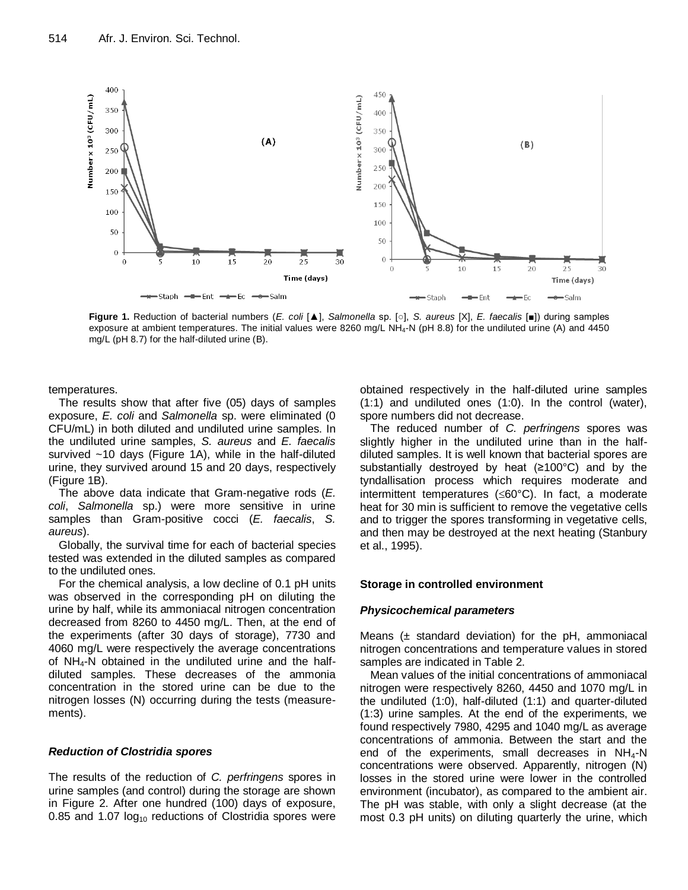Figure 1. Reduction of bacterial numbers (*E. coli* [▲], *Salmonella* sp. [○], *S. aureus* [X], *E. faecalis* [■]) during samples exposure at ambient temperatures. The initial values were 8260 mg/L $NH_4$-N (pH 8.8) for the undiluted urine (A) and 4450 mg/L (pH 8.7) for the half-diluted urine (B).

temperatures.

The results show that after five (05) days of samples exposure, *E. coli* and *Salmonella* sp. were eliminated (0 CFU/mL) in both diluted and undiluted urine samples. In the undiluted urine samples, *S. aureus* and *E. faecalis* survived ~10 days (Figure 1A), while in the half-diluted urine, they survived around 15 and 20 days, respectively (Figure 1B).

The above data indicate that Gram-negative rods (*E. coli*, *Salmonella* sp.) were more sensitive in urine samples than Gram-positive cocci (*E. faecalis*, *S. aureus*).

Globally, the survival time for each of bacterial species tested was extended in the diluted samples as compared to the undiluted ones.

For the chemical analysis, a low decline of 0.1 pH units was observed in the corresponding pH on diluting the urine by half, while its ammoniacal nitrogen concentration decreased from 8260 to 4450 mg/L. Then, at the end of the experiments (after 30 days of storage), 7730 and 4060 mg/L were respectively the average concentrations of $NH_4$-N obtained in the undiluted urine and the half-diluted samples. These decreases of the ammonia concentration in the stored urine can be due to the nitrogen losses (N) occurring during the tests (measurements).

### *Reduction of Clostridia spores*

The results of the reduction of *C. perfringens* spores in urine samples (and control) during the storage are shown in Figure 2. After one hundred (100) days of exposure, 0.85 and 1.07 $\log_{10}$ reductions of Clostridia spores were obtained respectively in the half-diluted urine samples (1:1) and undiluted ones (1:0). In the control (water), spore numbers did not decrease.

The reduced number of *C. perfringens* spores was slightly higher in the undiluted urine than in the half-diluted samples. It is well known that bacterial spores are substantially destroyed by heat (≥100°C) and by the tyndallisation process which requires moderate and intermittent temperatures (≤60°C). In fact, a moderate heat for 30 min is sufficient to remove the vegetative cells and to trigger the spores transforming in vegetative cells, and then may be destroyed at the next heating (Stanbury et al., 1995).

## Storage in controlled environment

### *Physicochemical parameters*

Means (± standard deviation) for the pH, ammoniacal nitrogen concentrations and temperature values in stored samples are indicated in Table 2.

Mean values of the initial concentrations of ammoniacal nitrogen were respectively 8260, 4450 and 1070 mg/L in the undiluted (1:0), half-diluted (1:1) and quarter-diluted (1:3) urine samples. At the end of the experiments, we found respectively 7980, 4295 and 1040 mg/L as average concentrations of ammonia. Between the start and the end of the experiments, small decreases in $NH_4$-N concentrations were observed. Apparently, nitrogen (N) losses in the stored urine were lower in the controlled environment (incubator), as compared to the ambient air. The pH was stable, with only a slight decrease (at the most 0.3 pH units) on diluting quarterly the urine, which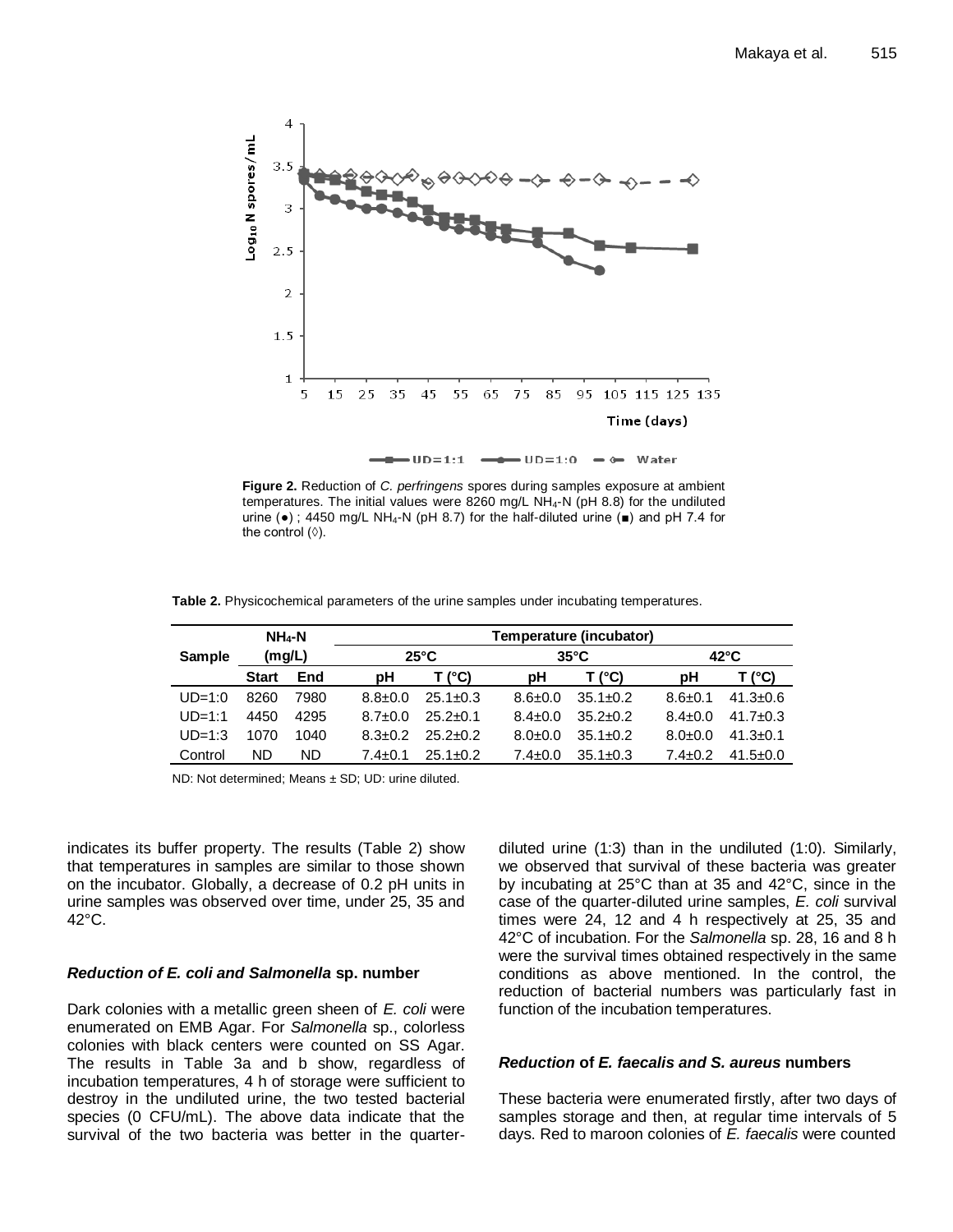**Figure 2.** Reduction of *C. perfringens* spores during samples exposure at ambient temperatures. The initial values were 8260 mg/L $NH_4$-N (pH 8.8) for the undiluted urine (●) ; 4450 mg/L $NH_4$-N (pH 8.7) for the half-diluted urine (■) and pH 7.4 for the control (◊).

**Table 2.** Physicochemical parameters of the urine samples under incubating temperatures.

| Sample | $NH_4$-N (mg/L) | | Temperature (incubator) | | | | | |
|---|---|---|---|---|---|---|---|---|
| | | | 25°C | | 35°C | | 42°C | |
| | Start | End | pH | T (°C) | pH | T (°C) | pH | T (°C) |
| UD=1:0 | 8260 | 7980 | 8.8±0.0 | 25.1±0.3 | 8.6±0.0 | 35.1±0.2 | 8.6±0.1 | 41.3±0.6 |
| UD=1:1 | 4450 | 4295 | 8.7±0.0 | 25.2±0.1 | 8.4±0.0 | 35.2±0.2 | 8.4±0.0 | 41.7±0.3 |
| UD=1:3 | 1070 | 1040 | 8.3±0.2 | 25.2±0.2 | 8.0±0.0 | 35.1±0.2 | 8.0±0.0 | 41.3±0.1 |
| Control | ND | ND | 7.4±0.1 | 25.1±0.2 | 7.4±0.0 | 35.1±0.3 | 7.4±0.2 | 41.5±0.0 |

ND: Not determined; Means ± SD; UD: urine diluted.

indicates its buffer property. The results (Table 2) show that temperatures in samples are similar to those shown on the incubator. Globally, a decrease of 0.2 pH units in urine samples was observed over time, under 25, 35 and 42°C.

### *Reduction of E. coli and Salmonella* sp. number

Dark colonies with a metallic green sheen of *E. coli* were enumerated on EMB Agar. For *Salmonella* sp., colorless colonies with black centers were counted on SS Agar. The results in Table 3a and b show, regardless of incubation temperatures, 4 h of storage were sufficient to destroy in the undiluted urine, the two tested bacterial species (0 CFU/mL). The above data indicate that the survival of the two bacteria was better in the quarter-diluted urine (1:3) than in the undiluted (1:0). Similarly, we observed that survival of these bacteria was greater by incubating at 25°C than at 35 and 42°C, since in the case of the quarter-diluted urine samples, *E. coli* survival times were 24, 12 and 4 h respectively at 25, 35 and 42°C of incubation. For the *Salmonella* sp. 28, 16 and 8 h were the survival times obtained respectively in the same conditions as above mentioned. In the control, the reduction of bacterial numbers was particularly fast in function of the incubation temperatures.

### *Reduction* of *E. faecalis* and *S. aureus* numbers

These bacteria were enumerated firstly, after two days of samples storage and then, at regular time intervals of 5 days. Red to maroon colonies of *E. faecalis* were counted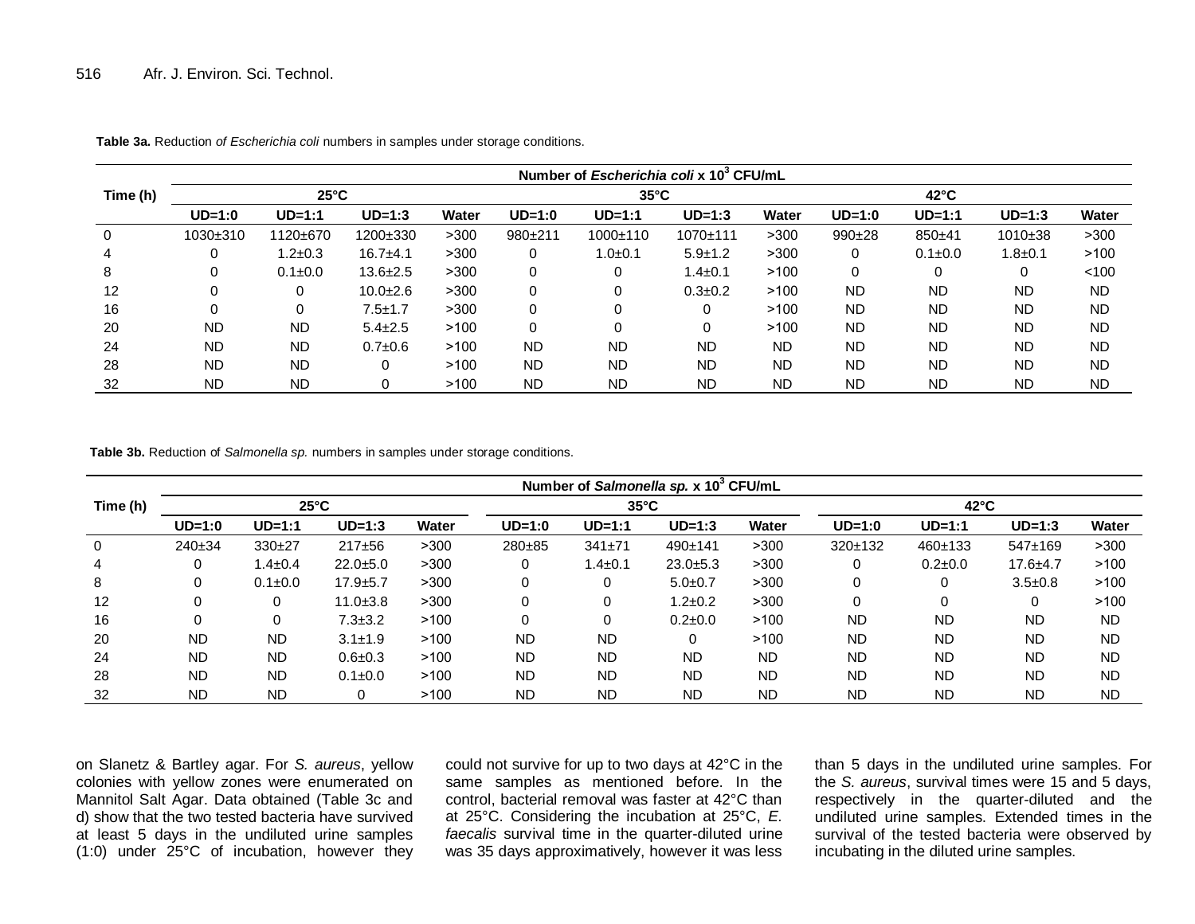**Table 3a.** Reduction *of Escherichia coli* numbers in samples under storage conditions.

| Time (h) | Number of *Escherichia coli* x $10^3$ CFU/mL | | | | | | | | | | | |
|---|---|---|---|---|---|---|---|---|---|---|---|---|
| | 25°C | | | | 35°C | | | | 42°C | | | |
| | UD=1:0 | UD=1:1 | UD=1:3 | Water | UD=1:0 | UD=1:1 | UD=1:3 | Water | UD=1:0 | UD=1:1 | UD=1:3 | Water |
| 0 | 1030±310 | 1120±670 | 1200±330 | >300 | 980±211 | 1000±110 | 1070±111 | >300 | 990±28 | 850±41 | 1010±38 | >300 |
| 4 | 0 | 1.2±0.3 | 16.7±4.1 | >300 | 0 | 1.0±0.1 | 5.9±1.2 | >300 | 0 | 0.1±0.0 | 1.8±0.1 | >100 |
| 8 | 0 | 0.1±0.0 | 13.6±2.5 | >300 | 0 | 0 | 1.4±0.1 | >100 | 0 | 0 | 0 | <100 |
| 12 | 0 | 0 | 10.0±2.6 | >300 | 0 | 0 | 0.3±0.2 | >100 | ND | ND | ND | ND |
| 16 | 0 | 0 | 7.5±1.7 | >300 | 0 | 0 | 0 | >100 | ND | ND | ND | ND |
| 20 | ND | ND | 5.4±2.5 | >100 | 0 | 0 | 0 | >100 | ND | ND | ND | ND |
| 24 | ND | ND | 0.7±0.6 | >100 | ND | ND | ND | ND | ND | ND | ND | ND |
| 28 | ND | ND | 0 | >100 | ND | ND | ND | ND | ND | ND | ND | ND |
| 32 | ND | ND | 0 | >100 | ND | ND | ND | ND | ND | ND | ND | ND |

**Table 3b.** Reduction of *Salmonella sp.* numbers in samples under storage conditions.

| Time (h) | Number of *Salmonella sp.* x $10^3$ CFU/mL | | | | | | | | | | | |
|---|---|---|---|---|---|---|---|---|---|---|---|---|
| | 25°C | | | | 35°C | | | | 42°C | | | |
| | UD=1:0 | UD=1:1 | UD=1:3 | Water | UD=1:0 | UD=1:1 | UD=1:3 | Water | UD=1:0 | UD=1:1 | UD=1:3 | Water |
| 0 | 240±34 | 330±27 | 217±56 | >300 | 280±85 | 341±71 | 490±141 | >300 | 320±132 | 460±133 | 547±169 | >300 |
| 4 | 0 | 1.4±0.4 | 22.0±5.0 | >300 | 0 | 1.4±0.1 | 23.0±5.3 | >300 | 0 | 0.2±0.0 | 17.6±4.7 | >100 |
| 8 | 0 | 0.1±0.0 | 17.9±5.7 | >300 | 0 | 0 | 5.0±0.7 | >300 | 0 | 0 | 3.5±0.8 | >100 |
| 12 | 0 | 0 | 11.0±3.8 | >300 | 0 | 0 | 1.2±0.2 | >300 | 0 | 0 | 0 | >100 |
| 16 | 0 | 0 | 7.3±3.2 | >100 | 0 | 0 | 0.2±0.0 | >100 | ND | ND | ND | ND |
| 20 | ND | ND | 3.1±1.9 | >100 | ND | ND | 0 | >100 | ND | ND | ND | ND |
| 24 | ND | ND | 0.6±0.3 | >100 | ND | ND | ND | ND | ND | ND | ND | ND |
| 28 | ND | ND | 0.1±0.0 | >100 | ND | ND | ND | ND | ND | ND | ND | ND |
| 32 | ND | ND | 0 | >100 | ND | ND | ND | ND | ND | ND | ND | ND |

on Slanetz & Bartley agar. For *S. aureus*, yellow colonies with yellow zones were enumerated on Mannitol Salt Agar. Data obtained (Table 3c and d) show that the two tested bacteria have survived at least 5 days in the undiluted urine samples (1:0) under 25°C of incubation, however they could not survive for up to two days at 42°C in the same samples as mentioned before. In the control, bacterial removal was faster at 42°C than at 25°C. Considering the incubation at 25°C, *E. faecalis* survival time in the quarter-diluted urine was 35 days approximatively, however it was less than 5 days in the undiluted urine samples. For the *S. aureus*, survival times were 15 and 5 days, respectively in the quarter-diluted and the undiluted urine samples. Extended times in the survival of the tested bacteria were observed by incubating in the diluted urine samples.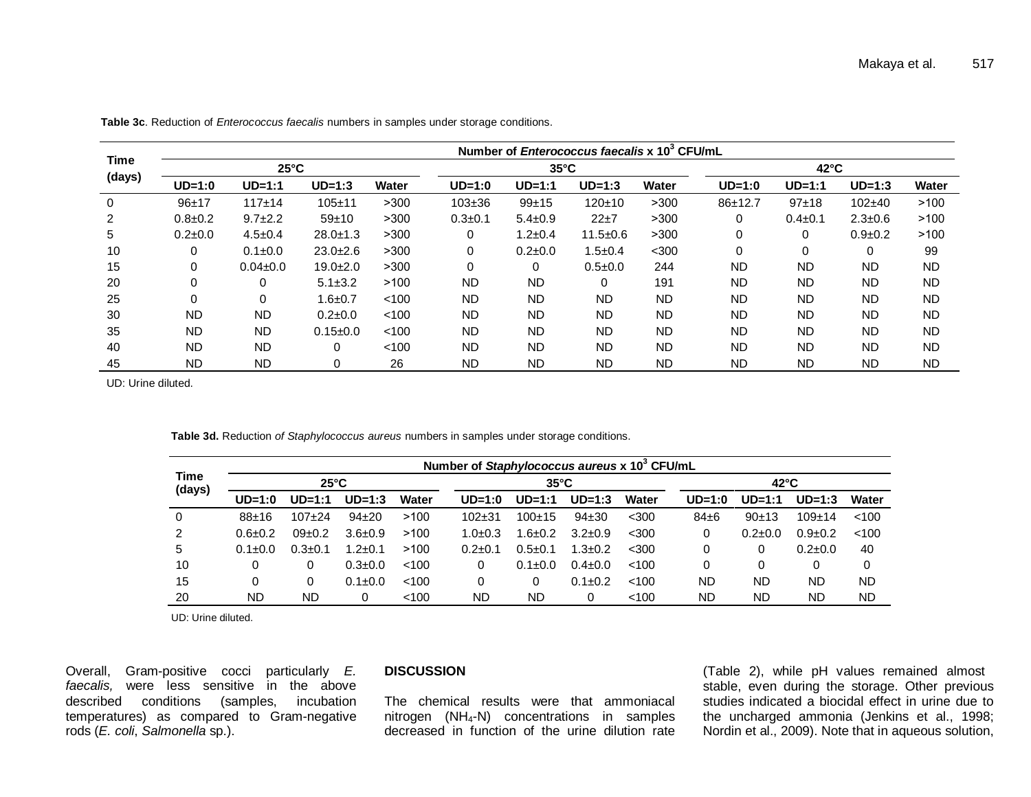**Table 3c**. Reduction of *Enterococcus faecalis* numbers in samples under storage conditions.

| Time (days) | Number of *Enterococcus faecalis* x $10^3$ CFU/mL | | | | | | | | | | | |
|---|---|---|---|---|---|---|---|---|---|---|---|---|
| | 25°C | | | | 35°C | | | | 42°C | | | |
| | UD=1:0 | UD=1:1 | UD=1:3 | Water | UD=1:0 | UD=1:1 | UD=1:3 | Water | UD=1:0 | UD=1:1 | UD=1:3 | Water |
| 0 | 96±17 | 117±14 | 105±11 | >300 | 103±36 | 99±15 | 120±10 | >300 | 86±12.7 | 97±18 | 102±40 | >100 |
| 2 | 0.8±0.2 | 9.7±2.2 | 59±10 | >300 | 0.3±0.1 | 5.4±0.9 | 22±7 | >300 | 0 | 0.4±0.1 | 2.3±0.6 | >100 |
| 5 | 0.2±0.0 | 4.5±0.4 | 28.0±1.3 | >300 | 0 | 1.2±0.4 | 11.5±0.6 | >300 | 0 | 0 | 0.9±0.2 | >100 |
| 10 | 0 | 0.1±0.0 | 23.0±2.6 | >300 | 0 | 0.2±0.0 | 1.5±0.4 | <300 | 0 | 0 | 0 | 99 |
| 15 | 0 | 0.04±0.0 | 19.0±2.0 | >300 | 0 | 0 | 0.5±0.0 | 244 | ND | ND | ND | ND |
| 20 | 0 | 0 | 5.1±3.2 | >100 | ND | ND | 0 | 191 | ND | ND | ND | ND |
| 25 | 0 | 0 | 1.6±0.7 | <100 | ND | ND | ND | ND | ND | ND | ND | ND |
| 30 | ND | ND | 0.2±0.0 | <100 | ND | ND | ND | ND | ND | ND | ND | ND |
| 35 | ND | ND | 0.15±0.0 | <100 | ND | ND | ND | ND | ND | ND | ND | ND |
| 40 | ND | ND | 0 | <100 | ND | ND | ND | ND | ND | ND | ND | ND |
| 45 | ND | ND | 0 | 26 | ND | ND | ND | ND | ND | ND | ND | ND |

UD: Urine diluted.

**Table 3d.** Reduction *of Staphylococcus aureus* numbers in samples under storage conditions.

| Time (days) | Number of *Staphylococcus aureus* x $10^3$ CFU/mL | | | | | | | | | | | |
|---|---|---|---|---|---|---|---|---|---|---|---|---|
| | 25°C | | | | 35°C | | | | 42°C | | | |
| | UD=1:0 | UD=1:1 | UD=1:3 | Water | UD=1:0 | UD=1:1 | UD=1:3 | Water | UD=1:0 | UD=1:1 | UD=1:3 | Water |
| 0 | 88±16 | 107±24 | 94±20 | >100 | 102±31 | 100±15 | 94±30 | <300 | 84±6 | 90±13 | 109±14 | <100 |
| 2 | 0.6±0.2 | 09±0.2 | 3.6±0.9 | >100 | 1.0±0.3 | 1.6±0.2 | 3.2±0.9 | <300 | 0 | 0.2±0.0 | 0.9±0.2 | <100 |
| 5 | 0.1±0.0 | 0.3±0.1 | 1.2±0.1 | >100 | 0.2±0.1 | 0.5±0.1 | 1.3±0.2 | <300 | 0 | 0 | 0.2±0.0 | 40 |
| 10 | 0 | 0 | 0.3±0.0 | <100 | 0 | 0.1±0.0 | 0.4±0.0 | <100 | 0 | 0 | 0 | 0 |
| 15 | 0 | 0 | 0.1±0.0 | <100 | 0 | 0 | 0.1±0.2 | <100 | ND | ND | ND | ND |
| 20 | ND | ND | 0 | <100 | ND | ND | 0 | <100 | ND | ND | ND | ND |

UD: Urine diluted.

Overall, Gram-positive cocci particularly *E. faecalis,* were less sensitive in the above described conditions (samples, incubation temperatures) as compared to Gram-negative rods (*E. coli*, *Salmonella* sp.).

## DISCUSSION

The chemical results were that ammoniacal nitrogen ($NH_4$-N) concentrations in samples decreased in function of the urine dilution rate (Table 2), while pH values remained almost stable, even during the storage. Other previous studies indicated a biocidal effect in urine due to the uncharged ammonia (Jenkins et al., 1998; Nordin et al., 2009). Note that in aqueous solution,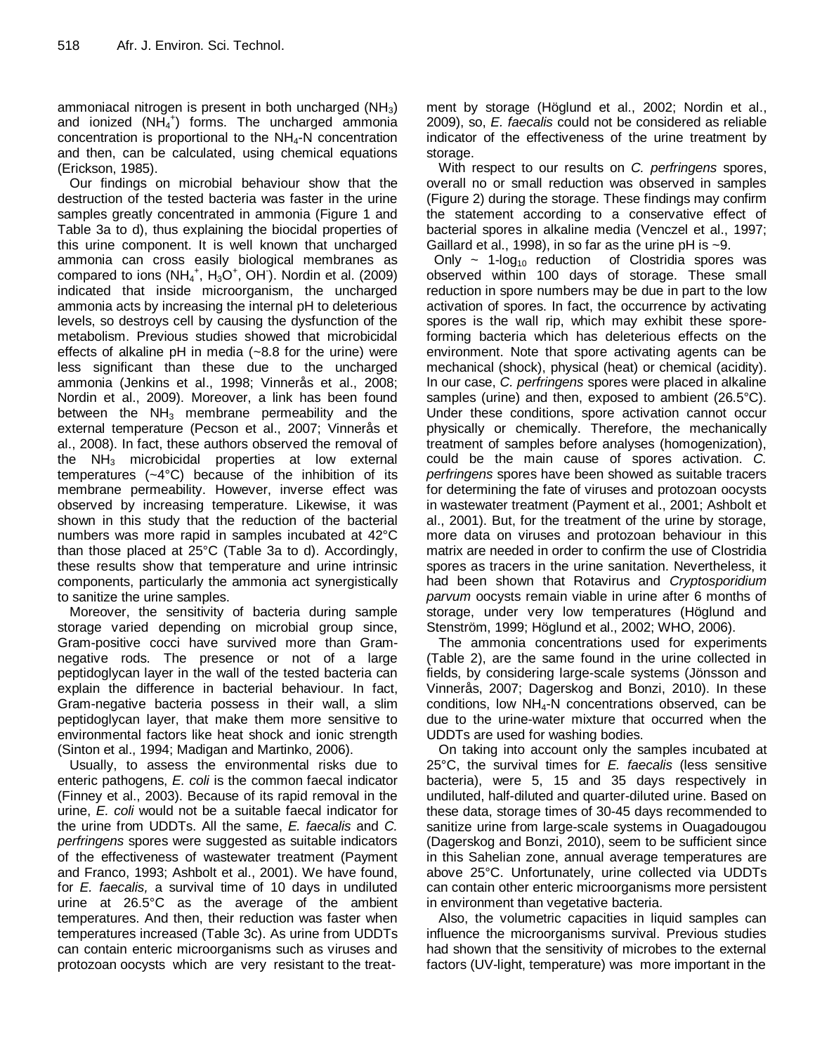ammoniacal nitrogen is present in both uncharged ($NH_3$) and ionized ($NH_4^+$) forms. The uncharged ammonia concentration is proportional to the $NH_4$-N concentration and then, can be calculated, using chemical equations (Erickson, 1985).

Our findings on microbial behaviour show that the destruction of the tested bacteria was faster in the urine samples greatly concentrated in ammonia (Figure 1 and Table 3a to d), thus explaining the biocidal properties of this urine component. It is well known that uncharged ammonia can cross easily biological membranes as compared to ions ($NH_4^+$, $H_3O^+$, $OH^-$). Nordin et al. (2009) indicated that inside microorganism, the uncharged ammonia acts by increasing the internal pH to deleterious levels, so destroys cell by causing the dysfunction of the metabolism. Previous studies showed that microbicidal effects of alkaline pH in media (~8.8 for the urine) were less significant than these due to the uncharged ammonia (Jenkins et al., 1998; Vinnerås et al., 2008; Nordin et al., 2009). Moreover, a link has been found between the $NH_3$ membrane permeability and the external temperature (Pecson et al., 2007; Vinnerås et al., 2008). In fact, these authors observed the removal of the $NH_3$ microbicidal properties at low external temperatures (~4°C) because of the inhibition of its membrane permeability. However, inverse effect was observed by increasing temperature. Likewise, it was shown in this study that the reduction of the bacterial numbers was more rapid in samples incubated at 42°C than those placed at 25°C (Table 3a to d). Accordingly, these results show that temperature and urine intrinsic components, particularly the ammonia act synergistically to sanitize the urine samples.

Moreover, the sensitivity of bacteria during sample storage varied depending on microbial group since, Gram-positive cocci have survived more than Gram-negative rods. The presence or not of a large peptidoglycan layer in the wall of the tested bacteria can explain the difference in bacterial behaviour. In fact, Gram-negative bacteria possess in their wall, a slim peptidoglycan layer, that make them more sensitive to environmental factors like heat shock and ionic strength (Sinton et al., 1994; Madigan and Martinko, 2006).

Usually, to assess the environmental risks due to enteric pathogens, *E. coli* is the common faecal indicator (Finney et al., 2003). Because of its rapid removal in the urine, *E. coli* would not be a suitable faecal indicator for the urine from UDDTs. All the same, *E. faecalis* and *C. perfringens* spores were suggested as suitable indicators of the effectiveness of wastewater treatment (Payment and Franco, 1993; Ashbolt et al., 2001). We have found, for *E. faecalis,* a survival time of 10 days in undiluted urine at 26.5°C as the average of the ambient temperatures. And then, their reduction was faster when temperatures increased (Table 3c). As urine from UDDTs can contain enteric microorganisms such as viruses and protozoan oocysts which are very resistant to the treatment by storage (Höglund et al., 2002; Nordin et al., 2009), so, *E. faecalis* could not be considered as reliable indicator of the effectiveness of the urine treatment by storage.

With respect to our results on *C. perfringens* spores, overall no or small reduction was observed in samples (Figure 2) during the storage. These findings may confirm the statement according to a conservative effect of bacterial spores in alkaline media (Venczel et al., 1997; Gaillard et al., 1998), in so far as the urine pH is ~9.

Only ~ 1-$\log_{10}$ reduction of Clostridia spores was observed within 100 days of storage. These small reduction in spore numbers may be due in part to the low activation of spores. In fact, the occurrence by activating spores is the wall rip, which may exhibit these spore-forming bacteria which has deleterious effects on the environment. Note that spore activating agents can be mechanical (shock), physical (heat) or chemical (acidity). In our case, *C. perfringens* spores were placed in alkaline samples (urine) and then, exposed to ambient (26.5°C). Under these conditions, spore activation cannot occur physically or chemically. Therefore, the mechanically treatment of samples before analyses (homogenization), could be the main cause of spores activation. *C. perfringens* spores have been showed as suitable tracers for determining the fate of viruses and protozoan oocysts in wastewater treatment (Payment et al., 2001; Ashbolt et al., 2001). But, for the treatment of the urine by storage, more data on viruses and protozoan behaviour in this matrix are needed in order to confirm the use of Clostridia spores as tracers in the urine sanitation. Nevertheless, it had been shown that Rotavirus and *Cryptosporidium parvum* oocysts remain viable in urine after 6 months of storage, under very low temperatures (Höglund and Stenström, 1999; Höglund et al., 2002; WHO, 2006).

The ammonia concentrations used for experiments (Table 2), are the same found in the urine collected in fields, by considering large-scale systems (Jönsson and Vinnerås, 2007; Dagerskog and Bonzi, 2010). In these conditions, low $NH_4$-N concentrations observed, can be due to the urine-water mixture that occurred when the UDDTs are used for washing bodies.

On taking into account only the samples incubated at 25°C, the survival times for *E. faecalis* (less sensitive bacteria), were 5, 15 and 35 days respectively in undiluted, half-diluted and quarter-diluted urine. Based on these data, storage times of 30-45 days recommended to sanitize urine from large-scale systems in Ouagadougou (Dagerskog and Bonzi, 2010), seem to be sufficient since in this Sahelian zone, annual average temperatures are above 25°C. Unfortunately, urine collected via UDDTs can contain other enteric microorganisms more persistent in environment than vegetative bacteria.

Also, the volumetric capacities in liquid samples can influence the microorganisms survival. Previous studies had shown that the sensitivity of microbes to the external factors (UV-light, temperature) was more important in the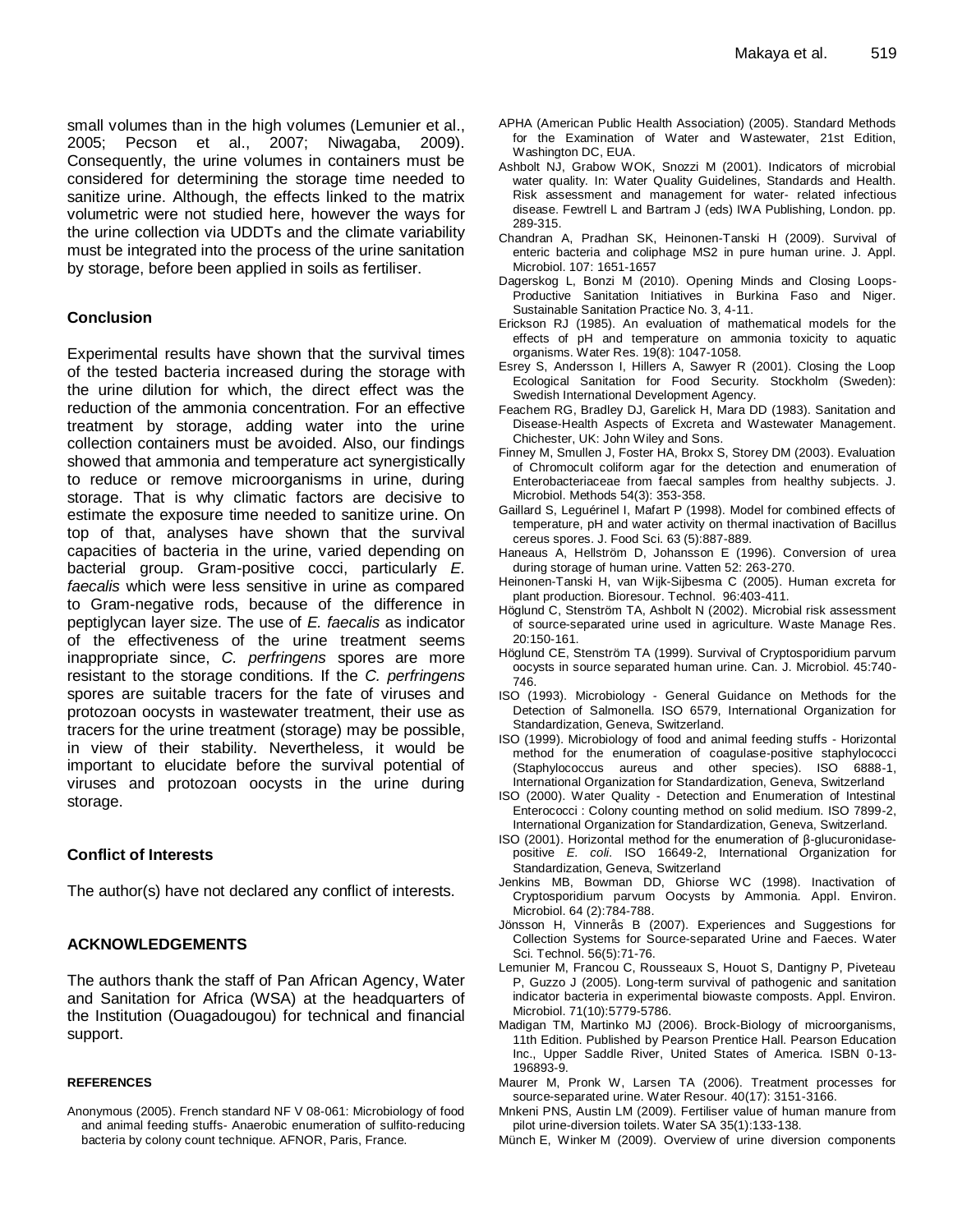small volumes than in the high volumes (Lemunier et al., 2005; Pecson et al., 2007; Niwagaba, 2009). Consequently, the urine volumes in containers must be considered for determining the storage time needed to sanitize urine. Although, the effects linked to the matrix volumetric were not studied here, however the ways for the urine collection via UDDTs and the climate variability must be integrated into the process of the urine sanitation by storage, before been applied in soils as fertiliser.

## Conclusion

Experimental results have shown that the survival times of the tested bacteria increased during the storage with the urine dilution for which, the direct effect was the reduction of the ammonia concentration. For an effective treatment by storage, adding water into the urine collection containers must be avoided. Also, our findings showed that ammonia and temperature act synergistically to reduce or remove microorganisms in urine, during storage. That is why climatic factors are decisive to estimate the exposure time needed to sanitize urine. On top of that, analyses have shown that the survival capacities of bacteria in the urine, varied depending on bacterial group. Gram-positive cocci, particularly *E. faecalis* which were less sensitive in urine as compared to Gram-negative rods, because of the difference in peptiglycan layer size. The use of *E. faecalis* as indicator of the effectiveness of the urine treatment seems inappropriate since, *C. perfringens* spores are more resistant to the storage conditions. If the *C. perfringens* spores are suitable tracers for the fate of viruses and protozoan oocysts in wastewater treatment, their use as tracers for the urine treatment (storage) may be possible, in view of their stability. Nevertheless, it would be important to elucidate before the survival potential of viruses and protozoan oocysts in the urine during storage.

## Conflict of Interests

The author(s) have not declared any conflict of interests.

## ACKNOWLEDGEMENTS

The authors thank the staff of Pan African Agency, Water and Sanitation for Africa (WSA) at the headquarters of the Institution (Ouagadougou) for technical and financial support.

## REFERENCES

Anonymous (2005). French standard NF V 08-061: Microbiology of food and animal feeding stuffs- Anaerobic enumeration of sulfito-reducing bacteria by colony count technique. AFNOR, Paris, France.

APHA (American Public Health Association) (2005). Standard Methods for the Examination of Water and Wastewater, 21st Edition, Washington DC, EUA.

Ashbolt NJ, Grabow WOK, Snozzi M (2001). Indicators of microbial water quality. In: Water Quality Guidelines, Standards and Health. Risk assessment and management for water- related infectious disease. Fewtrell L and Bartram J (eds) IWA Publishing, London. pp. 289-315.

Chandran A, Pradhan SK, Heinonen-Tanski H (2009). Survival of enteric bacteria and coliphage MS2 in pure human urine. J. Appl. Microbiol. 107: 1651-1657

Dagerskog L, Bonzi M (2010). Opening Minds and Closing Loops- Productive Sanitation Initiatives in Burkina Faso and Niger. Sustainable Sanitation Practice No. 3, 4-11.

Erickson RJ (1985). An evaluation of mathematical models for the effects of pH and temperature on ammonia toxicity to aquatic organisms. Water Res. 19(8): 1047-1058.

Esrey S, Andersson I, Hillers A, Sawyer R (2001). Closing the Loop Ecological Sanitation for Food Security. Stockholm (Sweden): Swedish International Development Agency.

Feachem RG, Bradley DJ, Garelick H, Mara DD (1983). Sanitation and Disease-Health Aspects of Excreta and Wastewater Management. Chichester, UK: John Wiley and Sons.

Finney M, Smullen J, Foster HA, Brokx S, Storey DM (2003). Evaluation of Chromocult coliform agar for the detection and enumeration of Enterobacteriaceae from faecal samples from healthy subjects. J. Microbiol. Methods 54(3): 353-358.

Gaillard S, Leguérinel I, Mafart P (1998). Model for combined effects of temperature, pH and water activity on thermal inactivation of Bacillus cereus spores. J. Food Sci. 63 (5):887-889.

Haneaus A, Hellström D, Johansson E (1996). Conversion of urea during storage of human urine. Vatten 52: 263-270.

Heinonen-Tanski H, van Wijk-Sijbesma C (2005). Human excreta for plant production. Bioresour. Technol. 96:403-411.

Höglund C, Stenström TA, Ashbolt N (2002). Microbial risk assessment of source-separated urine used in agriculture. Waste Manage Res. 20:150-161.

Höglund CE, Stenström TA (1999). Survival of Cryptosporidium parvum oocysts in source separated human urine. Can. J. Microbiol. 45:740-746.

ISO (1993). Microbiology - General Guidance on Methods for the Detection of Salmonella. ISO 6579, International Organization for Standardization, Geneva, Switzerland.

ISO (1999). Microbiology of food and animal feeding stuffs - Horizontal method for the enumeration of coagulase-positive staphylococci (Staphylococcus aureus and other species). ISO 6888-1, International Organization for Standardization, Geneva, Switzerland

ISO (2000). Water Quality - Detection and Enumeration of Intestinal Enterococci : Colony counting method on solid medium. ISO 7899-2, International Organization for Standardization, Geneva, Switzerland.

ISO (2001). Horizontal method for the enumeration of β-glucuronidase-positive *E. coli*. ISO 16649-2, International Organization for Standardization, Geneva, Switzerland

Jenkins MB, Bowman DD, Ghiorse WC (1998). Inactivation of Cryptosporidium parvum Oocysts by Ammonia. Appl. Environ. Microbiol. 64 (2):784-788.

Jönsson H, Vinnerås B (2007). Experiences and Suggestions for Collection Systems for Source-separated Urine and Faeces. Water Sci. Technol. 56(5):71-76.

Lemunier M, Francou C, Rousseaux S, Houot S, Dantigny P, Piveteau P, Guzzo J (2005). Long-term survival of pathogenic and sanitation indicator bacteria in experimental biowaste composts. Appl. Environ. Microbiol. 71(10):5779-5786.

Madigan TM, Martinko MJ (2006). Brock-Biology of microorganisms, 11th Edition. Published by Pearson Prentice Hall. Pearson Education Inc., Upper Saddle River, United States of America. ISBN 0-13-196893-9.

Maurer M, Pronk W, Larsen TA (2006). Treatment processes for source-separated urine. Water Resour. 40(17): 3151-3166.

Mnkeni PNS, Austin LM (2009). Fertiliser value of human manure from pilot urine-diversion toilets. Water SA 35(1):133-138.

Münch E, Winker M (2009). Overview of urine diversion components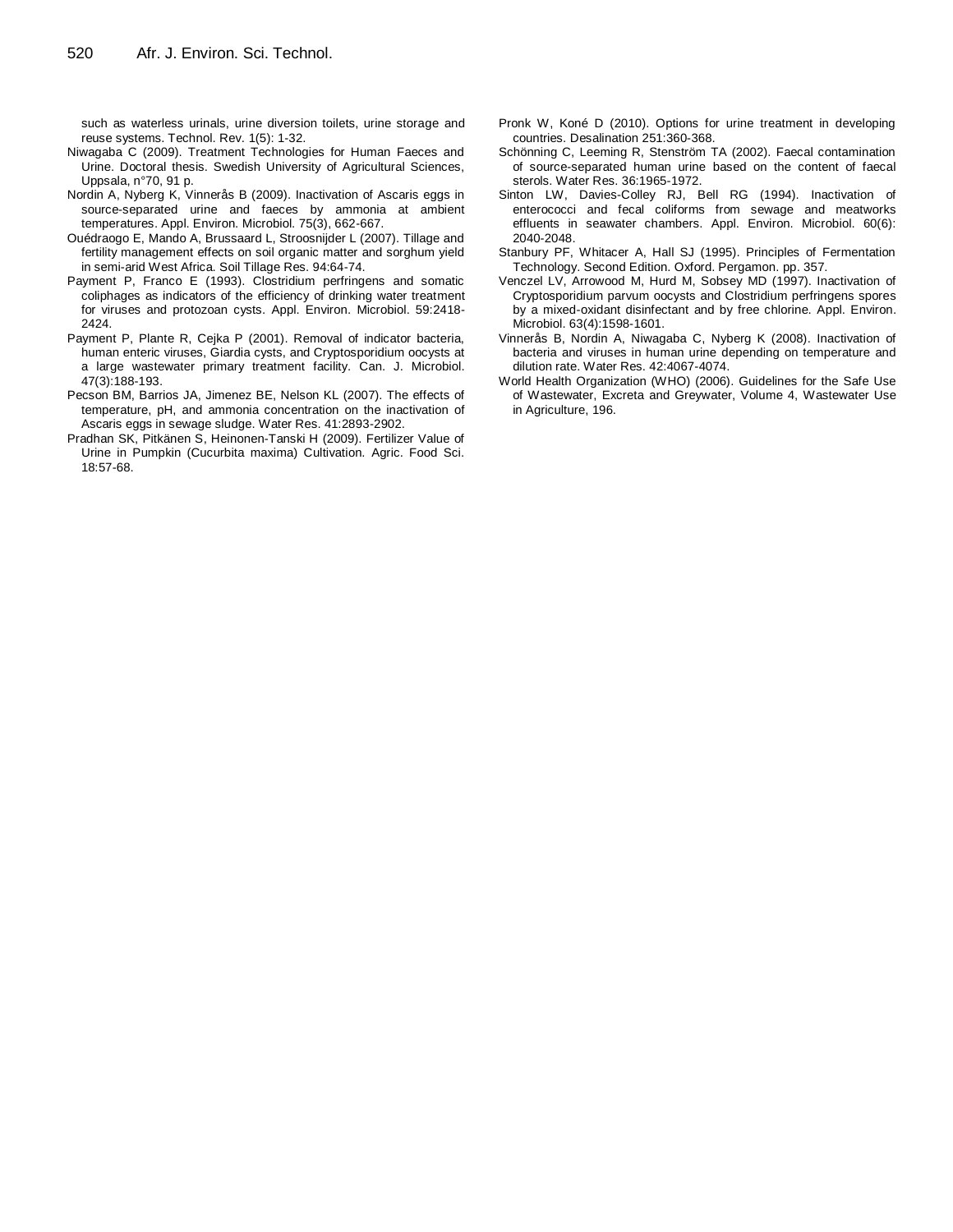such as waterless urinals, urine diversion toilets, urine storage and reuse systems. Technol. Rev. 1(5): 1-32.

Niwagaba C (2009). Treatment Technologies for Human Faeces and Urine. Doctoral thesis. Swedish University of Agricultural Sciences, Uppsala, n°70, 91 p.

Nordin A, Nyberg K, Vinnerås B (2009). Inactivation of Ascaris eggs in source-separated urine and faeces by ammonia at ambient temperatures. Appl. Environ. Microbiol. 75(3), 662-667.

Ouédraogo E, Mando A, Brussaard L, Stroosnijder L (2007). Tillage and fertility management effects on soil organic matter and sorghum yield in semi-arid West Africa. Soil Tillage Res. 94:64-74.

Payment P, Franco E (1993). Clostridium perfringens and somatic coliphages as indicators of the efficiency of drinking water treatment for viruses and protozoan cysts. Appl. Environ. Microbiol. 59:2418-2424.

Payment P, Plante R, Cejka P (2001). Removal of indicator bacteria, human enteric viruses, Giardia cysts, and Cryptosporidium oocysts at a large wastewater primary treatment facility. Can. J. Microbiol. 47(3):188-193.

Pecson BM, Barrios JA, Jimenez BE, Nelson KL (2007). The effects of temperature, pH, and ammonia concentration on the inactivation of Ascaris eggs in sewage sludge. Water Res. 41:2893-2902.

Pradhan SK, Pitkänen S, Heinonen-Tanski H (2009). Fertilizer Value of Urine in Pumpkin (Cucurbita maxima) Cultivation. Agric. Food Sci. 18:57-68.

Pronk W, Koné D (2010). Options for urine treatment in developing countries. Desalination 251:360-368.

Schönning C, Leeming R, Stenström TA (2002). Faecal contamination of source-separated human urine based on the content of faecal sterols. Water Res. 36:1965-1972.

Sinton LW, Davies-Colley RJ, Bell RG (1994). Inactivation of enterococci and fecal coliforms from sewage and meatworks effluents in seawater chambers. Appl. Environ. Microbiol. 60(6): 2040-2048.

Stanbury PF, Whitacer A, Hall SJ (1995). Principles of Fermentation Technology. Second Edition. Oxford. Pergamon. pp. 357.

Venczel LV, Arrowood M, Hurd M, Sobsey MD (1997). Inactivation of Cryptosporidium parvum oocysts and Clostridium perfringens spores by a mixed-oxidant disinfectant and by free chlorine. Appl. Environ. Microbiol. 63(4):1598-1601.

Vinnerås B, Nordin A, Niwagaba C, Nyberg K (2008). Inactivation of bacteria and viruses in human urine depending on temperature and dilution rate. Water Res. 42:4067-4074.

World Health Organization (WHO) (2006). Guidelines for the Safe Use of Wastewater, Excreta and Greywater, Volume 4, Wastewater Use in Agriculture, 196.